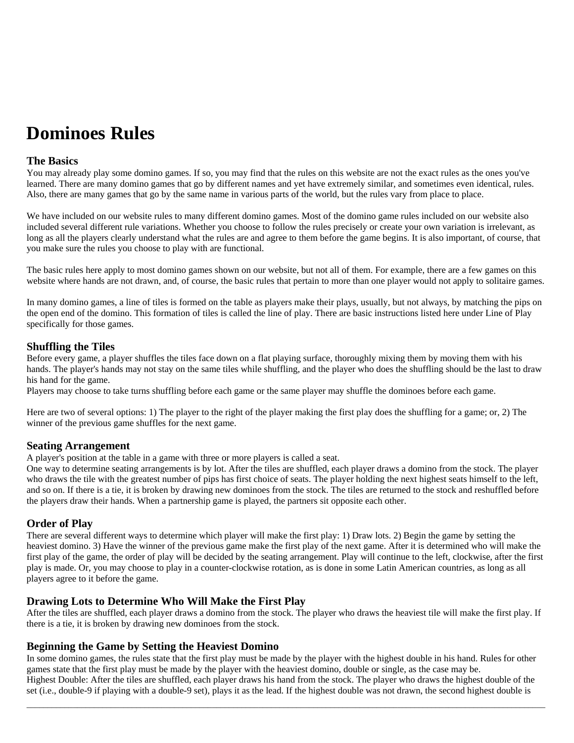# Dominoes Rules

## The Basics

You may already play some domino games. If so, you may find that the rules on this website are not the exact rules as the ones you've learned. There are many domino games that go by different names and yet have extremely similar, and sometimes even identical, rules. Also, there are many games that go by the same name in various parts of the world, but the rules vary from place to place.

We have included on our website rules to many different domino games. Most of the domino game rules included on our website also included several different rule variations. Whether you choose to follow the rules precisely or create your own variation is irrelevant, as long as all the players clearly understand what the rules are and agree to them before the game begins. It is also important, of course, that you make sure the rules you choose to play with are functional.

The basic rules here apply to most domino games shown on our website, but not all of them. For example, there are a few games on this website where hands are not drawn, and, of course, the basic rules that pertain to more than one player would not apply to solitaire games.

In many domino games, a line of tiles is formed on the table as players make their plays, usually, but not always, by matching the pips on the open end of the domino. This formation of tiles is called the line of play. There are basic instructions listed here under Line of Play specifically for those games.

## Shuffling the Tiles

Before every game, a player shuffles the tiles face down on a flat playing surface, thoroughly mixing them by moving them with his hands. The player's hands may not stay on the same tiles while shuffling, and the player who does the shuffling should be the last to draw his hand for the game.
Players may choose to take turns shuffling before each game or the same player may shuffle the dominoes before each game.

Here are two of several options: 1) The player to the right of the player making the first play does the shuffling for a game; or, 2) The winner of the previous game shuffles for the next game.

## Seating Arrangement

A player's position at the table in a game with three or more players is called a seat.
One way to determine seating arrangements is by lot. After the tiles are shuffled, each player draws a domino from the stock. The player who draws the tile with the greatest number of pips has first choice of seats. The player holding the next highest seats himself to the left, and so on. If there is a tie, it is broken by drawing new dominoes from the stock. The tiles are returned to the stock and reshuffled before the players draw their hands. When a partnership game is played, the partners sit opposite each other.

## Order of Play

There are several different ways to determine which player will make the first play: 1) Draw lots. 2) Begin the game by setting the heaviest domino. 3) Have the winner of the previous game make the first play of the next game. After it is determined who will make the first play of the game, the order of play will be decided by the seating arrangement. Play will continue to the left, clockwise, after the first play is made. Or, you may choose to play in a counter-clockwise rotation, as is done in some Latin American countries, as long as all players agree to it before the game.

## Drawing Lots to Determine Who Will Make the First Play

After the tiles are shuffled, each player draws a domino from the stock. The player who draws the heaviest tile will make the first play. If there is a tie, it is broken by drawing new dominoes from the stock.

## Beginning the Game by Setting the Heaviest Domino

In some domino games, the rules state that the first play must be made by the player with the highest double in his hand. Rules for other games state that the first play must be made by the player with the heaviest domino, double or single, as the case may be.
Highest Double: After the tiles are shuffled, each player draws his hand from the stock. The player who draws the highest double of the set (i.e., double-9 if playing with a double-9 set), plays it as the lead. If the highest double was not drawn, the second highest double is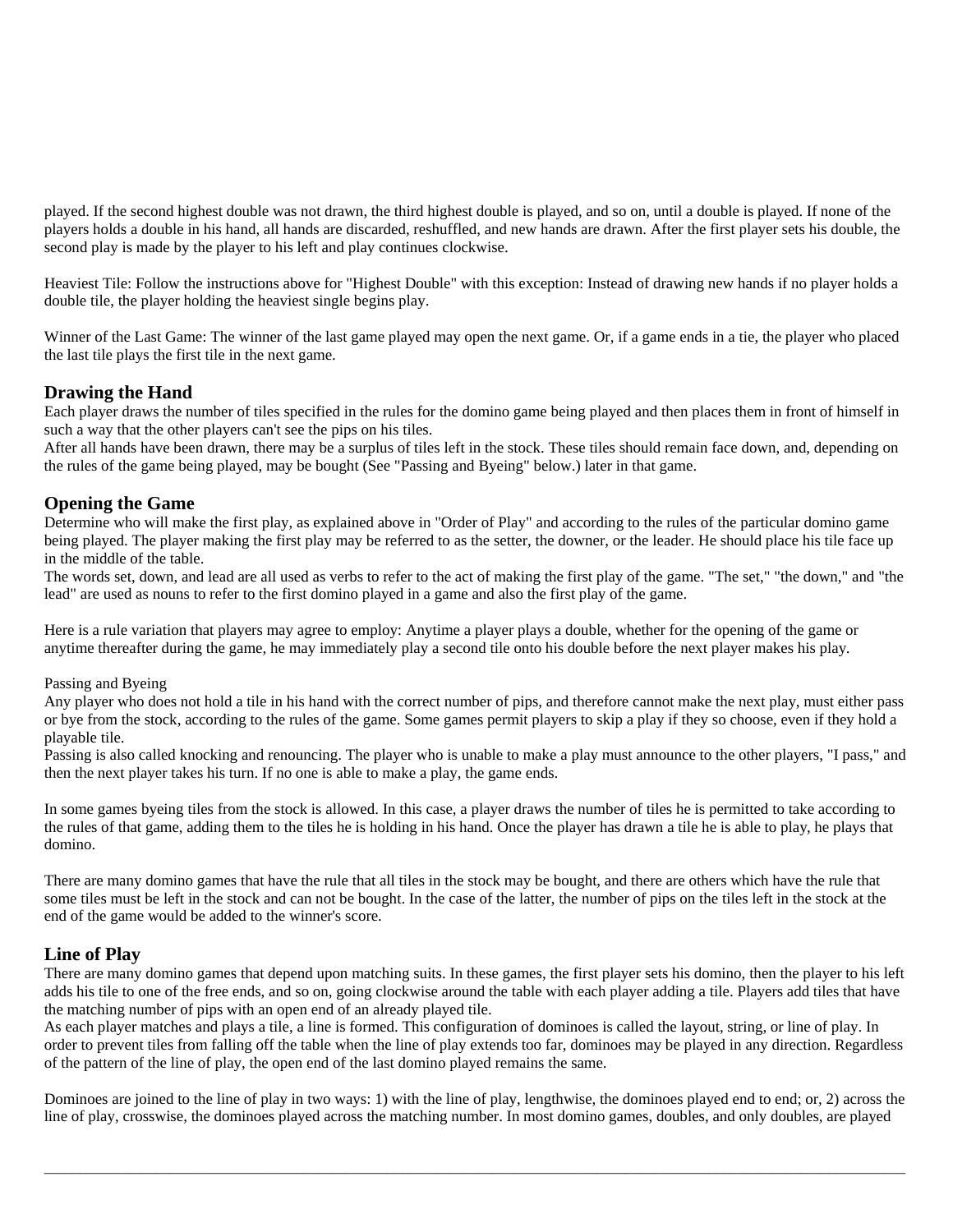played. If the second highest double was not drawn, the third highest double is played, and so on, until a double is played. If none of the players holds a double in his hand, all hands are discarded, reshuffled, and new hands are drawn. After the first player sets his double, the second play is made by the player to his left and play continues clockwise.

Heaviest Tile: Follow the instructions above for "Highest Double" with this exception: Instead of drawing new hands if no player holds a double tile, the player holding the heaviest single begins play.

Winner of the Last Game: The winner of the last game played may open the next game. Or, if a game ends in a tie, the player who placed the last tile plays the first tile in the next game.

## Drawing the Hand

Each player draws the number of tiles specified in the rules for the domino game being played and then places them in front of himself in such a way that the other players can't see the pips on his tiles.

After all hands have been drawn, there may be a surplus of tiles left in the stock. These tiles should remain face down, and, depending on the rules of the game being played, may be bought (See "Passing and Byeing" below.) later in that game.

## Opening the Game

Determine who will make the first play, as explained above in "Order of Play" and according to the rules of the particular domino game being played. The player making the first play may be referred to as the setter, the downer, or the leader. He should place his tile face up in the middle of the table.

The words set, down, and lead are all used as verbs to refer to the act of making the first play of the game. "The set," "the down," and "the lead" are used as nouns to refer to the first domino played in a game and also the first play of the game.

Here is a rule variation that players may agree to employ: Anytime a player plays a double, whether for the opening of the game or anytime thereafter during the game, he may immediately play a second tile onto his double before the next player makes his play.

Passing and Byeing

Any player who does not hold a tile in his hand with the correct number of pips, and therefore cannot make the next play, must either pass or bye from the stock, according to the rules of the game. Some games permit players to skip a play if they so choose, even if they hold a playable tile.

Passing is also called knocking and renouncing. The player who is unable to make a play must announce to the other players, "I pass," and then the next player takes his turn. If no one is able to make a play, the game ends.

In some games byeing tiles from the stock is allowed. In this case, a player draws the number of tiles he is permitted to take according to the rules of that game, adding them to the tiles he is holding in his hand. Once the player has drawn a tile he is able to play, he plays that domino.

There are many domino games that have the rule that all tiles in the stock may be bought, and there are others which have the rule that some tiles must be left in the stock and can not be bought. In the case of the latter, the number of pips on the tiles left in the stock at the end of the game would be added to the winner's score.

## Line of Play

There are many domino games that depend upon matching suits. In these games, the first player sets his domino, then the player to his left adds his tile to one of the free ends, and so on, going clockwise around the table with each player adding a tile. Players add tiles that have the matching number of pips with an open end of an already played tile.

As each player matches and plays a tile, a line is formed. This configuration of dominoes is called the layout, string, or line of play. In order to prevent tiles from falling off the table when the line of play extends too far, dominoes may be played in any direction. Regardless of the pattern of the line of play, the open end of the last domino played remains the same.

Dominoes are joined to the line of play in two ways: 1) with the line of play, lengthwise, the dominoes played end to end; or, 2) across the line of play, crosswise, the dominoes played across the matching number. In most domino games, doubles, and only doubles, are played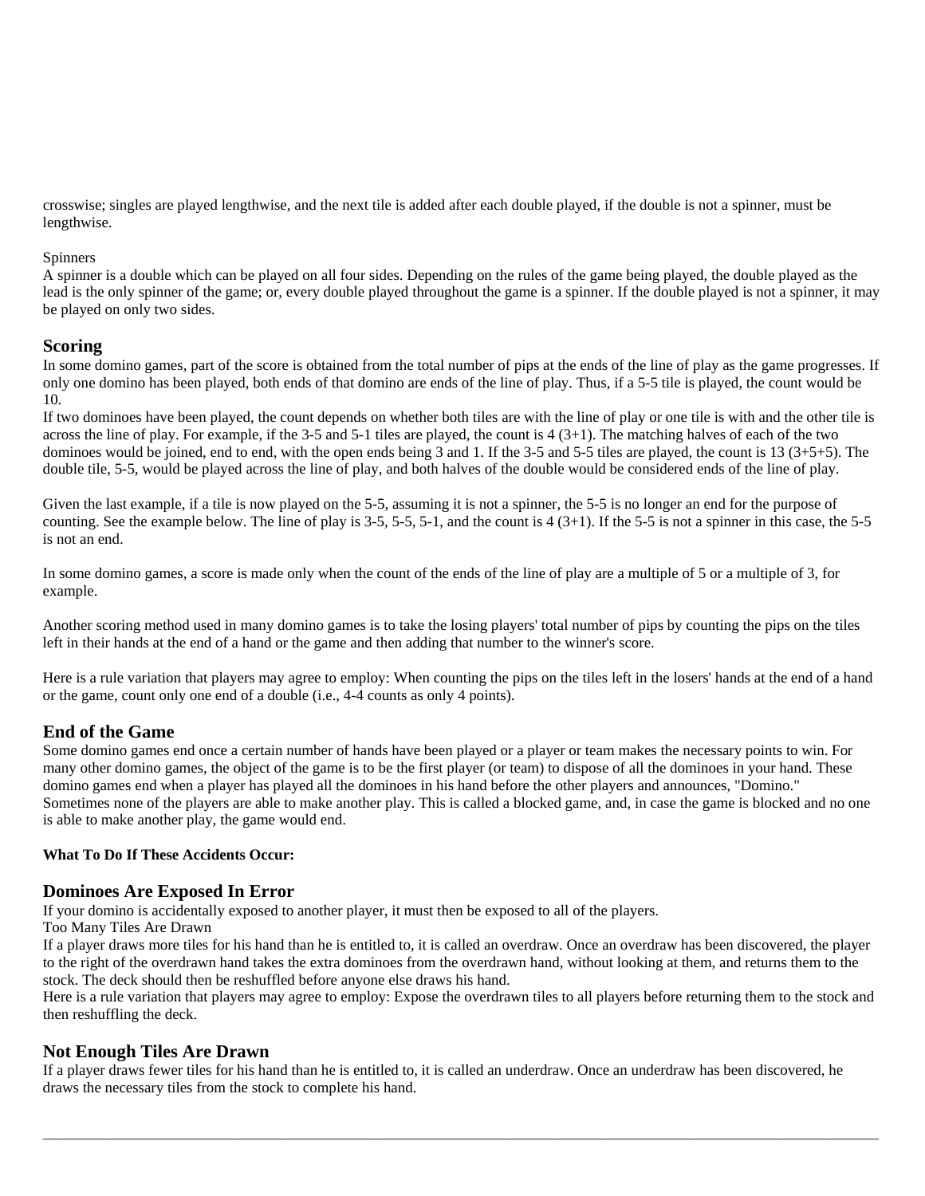crosswise; singles are played lengthwise, and the next tile is added after each double played, if the double is not a spinner, must be lengthwise.

Spinners
A spinner is a double which can be played on all four sides. Depending on the rules of the game being played, the double played as the lead is the only spinner of the game; or, every double played throughout the game is a spinner. If the double played is not a spinner, it may be played on only two sides.

## Scoring

In some domino games, part of the score is obtained from the total number of pips at the ends of the line of play as the game progresses. If only one domino has been played, both ends of that domino are ends of the line of play. Thus, if a 5-5 tile is played, the count would be 10.
If two dominoes have been played, the count depends on whether both tiles are with the line of play or one tile is with and the other tile is across the line of play. For example, if the 3-5 and 5-1 tiles are played, the count is 4 (3+1). The matching halves of each of the two dominoes would be joined, end to end, with the open ends being 3 and 1. If the 3-5 and 5-5 tiles are played, the count is 13 (3+5+5). The double tile, 5-5, would be played across the line of play, and both halves of the double would be considered ends of the line of play.

Given the last example, if a tile is now played on the 5-5, assuming it is not a spinner, the 5-5 is no longer an end for the purpose of counting. See the example below. The line of play is 3-5, 5-5, 5-1, and the count is 4 (3+1). If the 5-5 is not a spinner in this case, the 5-5 is not an end.

In some domino games, a score is made only when the count of the ends of the line of play are a multiple of 5 or a multiple of 3, for example.

Another scoring method used in many domino games is to take the losing players' total number of pips by counting the pips on the tiles left in their hands at the end of a hand or the game and then adding that number to the winner's score.

Here is a rule variation that players may agree to employ: When counting the pips on the tiles left in the losers' hands at the end of a hand or the game, count only one end of a double (i.e., 4-4 counts as only 4 points).

## End of the Game

Some domino games end once a certain number of hands have been played or a player or team makes the necessary points to win. For many other domino games, the object of the game is to be the first player (or team) to dispose of all the dominoes in your hand. These domino games end when a player has played all the dominoes in his hand before the other players and announces, "Domino." Sometimes none of the players are able to make another play. This is called a blocked game, and, in case the game is blocked and no one is able to make another play, the game would end.

#### What To Do If These Accidents Occur:

## Dominoes Are Exposed In Error

If your domino is accidentally exposed to another player, it must then be exposed to all of the players.
Too Many Tiles Are Drawn
If a player draws more tiles for his hand than he is entitled to, it is called an overdraw. Once an overdraw has been discovered, the player to the right of the overdrawn hand takes the extra dominoes from the overdrawn hand, without looking at them, and returns them to the stock. The deck should then be reshuffled before anyone else draws his hand.
Here is a rule variation that players may agree to employ: Expose the overdrawn tiles to all players before returning them to the stock and then reshuffling the deck.

## Not Enough Tiles Are Drawn

If a player draws fewer tiles for his hand than he is entitled to, it is called an underdraw. Once an underdraw has been discovered, he draws the necessary tiles from the stock to complete his hand.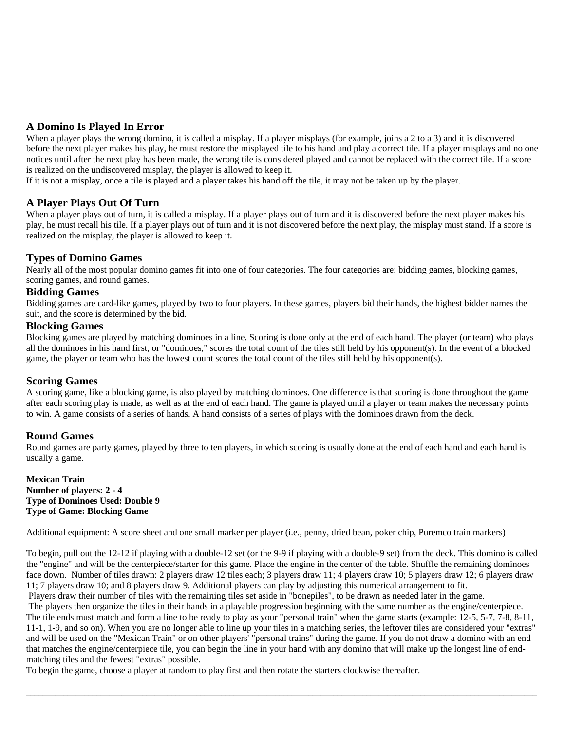## A Domino Is Played In Error

When a player plays the wrong domino, it is called a misplay. If a player misplays (for example, joins a 2 to a 3) and it is discovered before the next player makes his play, he must restore the misplayed tile to his hand and play a correct tile. If a player misplays and no one notices until after the next play has been made, the wrong tile is considered played and cannot be replaced with the correct tile. If a score is realized on the undiscovered misplay, the player is allowed to keep it.
If it is not a misplay, once a tile is played and a player takes his hand off the tile, it may not be taken up by the player.

## A Player Plays Out Of Turn

When a player plays out of turn, it is called a misplay. If a player plays out of turn and it is discovered before the next player makes his play, he must recall his tile. If a player plays out of turn and it is not discovered before the next play, the misplay must stand. If a score is realized on the misplay, the player is allowed to keep it.

## Types of Domino Games

Nearly all of the most popular domino games fit into one of four categories. The four categories are: bidding games, blocking games, scoring games, and round games.

## Bidding Games

Bidding games are card-like games, played by two to four players. In these games, players bid their hands, the highest bidder names the suit, and the score is determined by the bid.

## Blocking Games

Blocking games are played by matching dominoes in a line. Scoring is done only at the end of each hand. The player (or team) who plays all the dominoes in his hand first, or "dominoes," scores the total count of the tiles still held by his opponent(s). In the event of a blocked game, the player or team who has the lowest count scores the total count of the tiles still held by his opponent(s).

## Scoring Games

A scoring game, like a blocking game, is also played by matching dominoes. One difference is that scoring is done throughout the game after each scoring play is made, as well as at the end of each hand. The game is played until a player or team makes the necessary points to win. A game consists of a series of hands. A hand consists of a series of plays with the dominoes drawn from the deck.

## Round Games

Round games are party games, played by three to ten players, in which scoring is usually done at the end of each hand and each hand is usually a game.

**Mexican Train**
**Number of players: 2 - 4**
**Type of Dominoes Used: Double 9**
**Type of Game: Blocking Game**

Additional equipment: A score sheet and one small marker per player (i.e., penny, dried bean, poker chip, Puremco train markers)

To begin, pull out the 12-12 if playing with a double-12 set (or the 9-9 if playing with a double-9 set) from the deck. This domino is called the "engine" and will be the centerpiece/starter for this game. Place the engine in the center of the table. Shuffle the remaining dominoes face down. Number of tiles drawn: 2 players draw 12 tiles each; 3 players draw 11; 4 players draw 10; 5 players draw 12; 6 players draw 11; 7 players draw 10; and 8 players draw 9. Additional players can play by adjusting this numerical arrangement to fit.
Players draw their number of tiles with the remaining tiles set aside in "bonepiles", to be drawn as needed later in the game.
The players then organize the tiles in their hands in a playable progression beginning with the same number as the engine/centerpiece. The tile ends must match and form a line to be ready to play as your "personal train" when the game starts (example: 12-5, 5-7, 7-8, 8-11, 11-1, 1-9, and so on). When you are no longer able to line up your tiles in a matching series, the leftover tiles are considered your "extras" and will be used on the "Mexican Train" or on other players' "personal trains" during the game. If you do not draw a domino with an end that matches the engine/centerpiece tile, you can begin the line in your hand with any domino that will make up the longest line of end-matching tiles and the fewest "extras" possible.
To begin the game, choose a player at random to play first and then rotate the starters clockwise thereafter.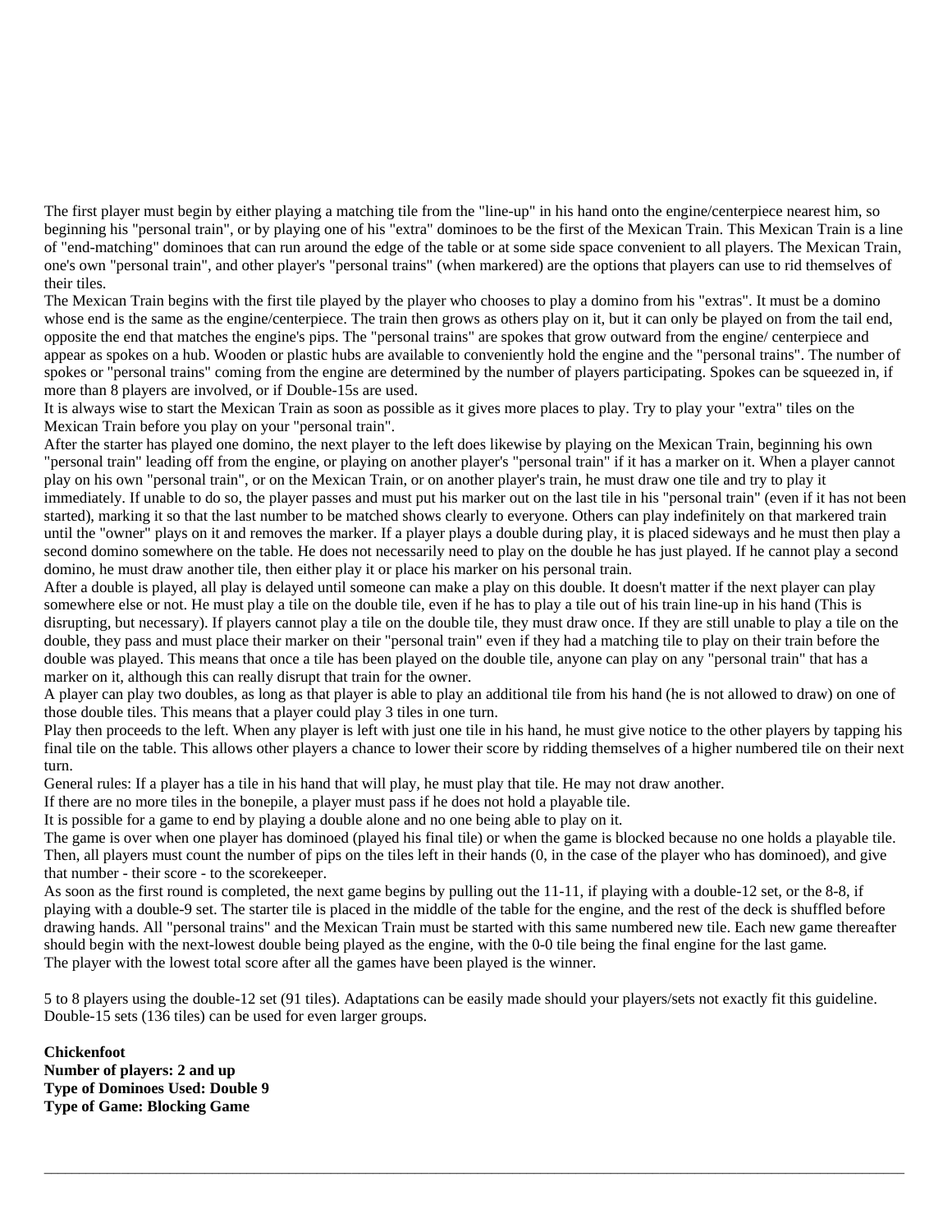The first player must begin by either playing a matching tile from the "line-up" in his hand onto the engine/centerpiece nearest him, so beginning his "personal train", or by playing one of his "extra" dominoes to be the first of the Mexican Train. This Mexican Train is a line of "end-matching" dominoes that can run around the edge of the table or at some side space convenient to all players. The Mexican Train, one's own "personal train", and other player's "personal trains" (when markered) are the options that players can use to rid themselves of their tiles.

The Mexican Train begins with the first tile played by the player who chooses to play a domino from his "extras". It must be a domino whose end is the same as the engine/centerpiece. The train then grows as others play on it, but it can only be played on from the tail end, opposite the end that matches the engine's pips. The "personal trains" are spokes that grow outward from the engine/ centerpiece and appear as spokes on a hub. Wooden or plastic hubs are available to conveniently hold the engine and the "personal trains". The number of spokes or "personal trains" coming from the engine are determined by the number of players participating. Spokes can be squeezed in, if more than 8 players are involved, or if Double-15s are used.

It is always wise to start the Mexican Train as soon as possible as it gives more places to play. Try to play your "extra" tiles on the Mexican Train before you play on your "personal train".

After the starter has played one domino, the next player to the left does likewise by playing on the Mexican Train, beginning his own "personal train" leading off from the engine, or playing on another player's "personal train" if it has a marker on it. When a player cannot play on his own "personal train", or on the Mexican Train, or on another player's train, he must draw one tile and try to play it immediately. If unable to do so, the player passes and must put his marker out on the last tile in his "personal train" (even if it has not been started), marking it so that the last number to be matched shows clearly to everyone. Others can play indefinitely on that markered train until the "owner" plays on it and removes the marker. If a player plays a double during play, it is placed sideways and he must then play a second domino somewhere on the table. He does not necessarily need to play on the double he has just played. If he cannot play a second domino, he must draw another tile, then either play it or place his marker on his personal train.

After a double is played, all play is delayed until someone can make a play on this double. It doesn't matter if the next player can play somewhere else or not. He must play a tile on the double tile, even if he has to play a tile out of his train line-up in his hand (This is disrupting, but necessary). If players cannot play a tile on the double tile, they must draw once. If they are still unable to play a tile on the double, they pass and must place their marker on their "personal train" even if they had a matching tile to play on their train before the double was played. This means that once a tile has been played on the double tile, anyone can play on any "personal train" that has a marker on it, although this can really disrupt that train for the owner.

A player can play two doubles, as long as that player is able to play an additional tile from his hand (he is not allowed to draw) on one of those double tiles. This means that a player could play 3 tiles in one turn.

Play then proceeds to the left. When any player is left with just one tile in his hand, he must give notice to the other players by tapping his final tile on the table. This allows other players a chance to lower their score by ridding themselves of a higher numbered tile on their next turn.

General rules: If a player has a tile in his hand that will play, he must play that tile. He may not draw another.

If there are no more tiles in the bonepile, a player must pass if he does not hold a playable tile.

It is possible for a game to end by playing a double alone and no one being able to play on it.

The game is over when one player has dominoed (played his final tile) or when the game is blocked because no one holds a playable tile. Then, all players must count the number of pips on the tiles left in their hands (0, in the case of the player who has dominoed), and give that number - their score - to the scorekeeper.

As soon as the first round is completed, the next game begins by pulling out the 11-11, if playing with a double-12 set, or the 8-8, if playing with a double-9 set. The starter tile is placed in the middle of the table for the engine, and the rest of the deck is shuffled before drawing hands. All "personal trains" and the Mexican Train must be started with this same numbered new tile. Each new game thereafter should begin with the next-lowest double being played as the engine, with the 0-0 tile being the final engine for the last game.

The player with the lowest total score after all the games have been played is the winner.

5 to 8 players using the double-12 set (91 tiles). Adaptations can be easily made should your players/sets not exactly fit this guideline. Double-15 sets (136 tiles) can be used for even larger groups.

**Chickenfoot**
**Number of players: 2 and up**
**Type of Dominoes Used: Double 9**
**Type of Game: Blocking Game**

---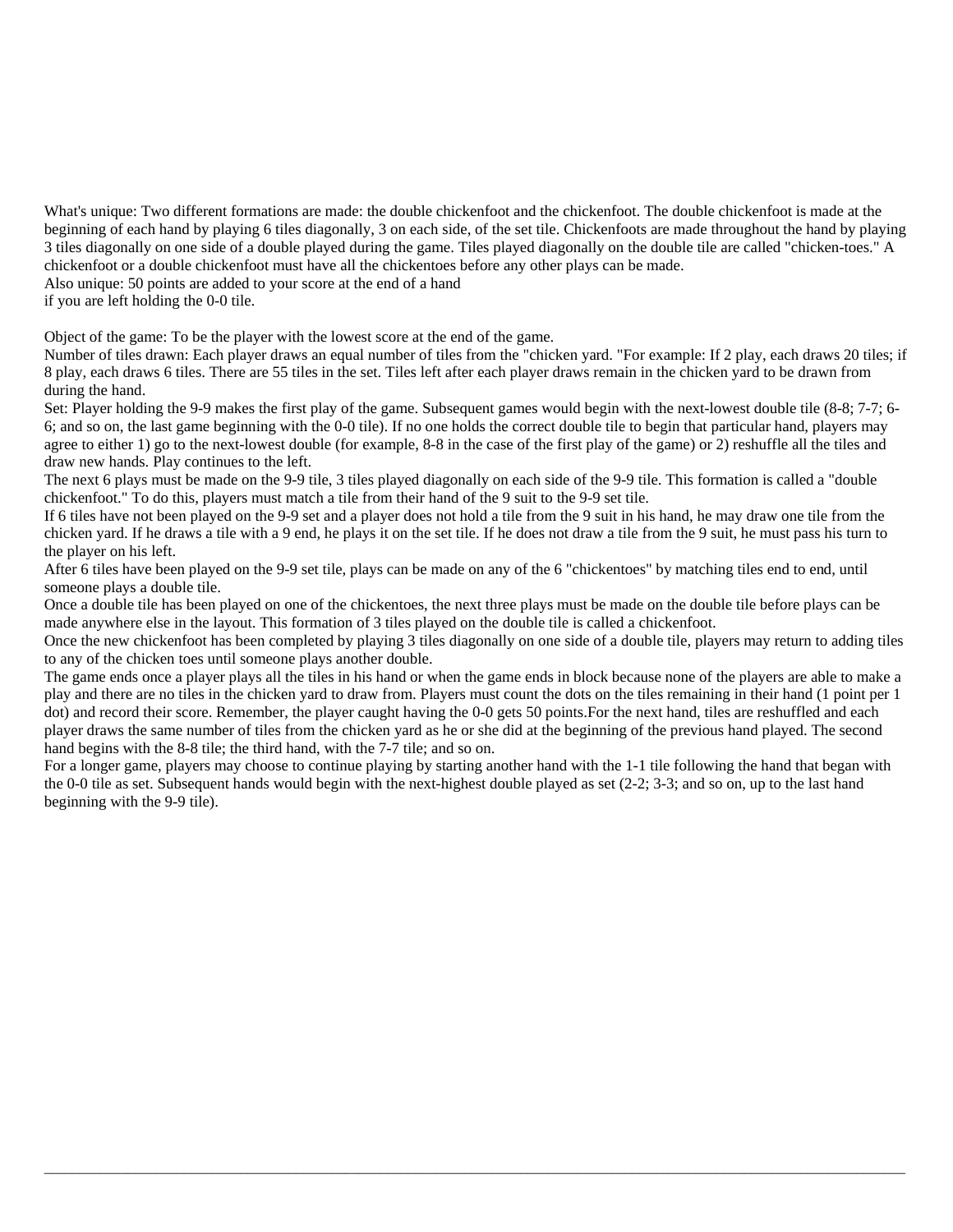What's unique: Two different formations are made: the double chickenfoot and the chickenfoot. The double chickenfoot is made at the beginning of each hand by playing 6 tiles diagonally, 3 on each side, of the set tile. Chickenfoots are made throughout the hand by playing 3 tiles diagonally on one side of a double played during the game. Tiles played diagonally on the double tile are called "chicken-toes." A chickenfoot or a double chickenfoot must have all the chickentoes before any other plays can be made.
Also unique: 50 points are added to your score at the end of a hand
if you are left holding the 0-0 tile.

Object of the game: To be the player with the lowest score at the end of the game.
Number of tiles drawn: Each player draws an equal number of tiles from the "chicken yard. "For example: If 2 play, each draws 20 tiles; if 8 play, each draws 6 tiles. There are 55 tiles in the set. Tiles left after each player draws remain in the chicken yard to be drawn from during the hand.
Set: Player holding the 9-9 makes the first play of the game. Subsequent games would begin with the next-lowest double tile (8-8; 7-7; 6-6; and so on, the last game beginning with the 0-0 tile). If no one holds the correct double tile to begin that particular hand, players may agree to either 1) go to the next-lowest double (for example, 8-8 in the case of the first play of the game) or 2) reshuffle all the tiles and draw new hands. Play continues to the left.
The next 6 plays must be made on the 9-9 tile, 3 tiles played diagonally on each side of the 9-9 tile. This formation is called a "double chickenfoot." To do this, players must match a tile from their hand of the 9 suit to the 9-9 set tile.
If 6 tiles have not been played on the 9-9 set and a player does not hold a tile from the 9 suit in his hand, he may draw one tile from the chicken yard. If he draws a tile with a 9 end, he plays it on the set tile. If he does not draw a tile from the 9 suit, he must pass his turn to the player on his left.
After 6 tiles have been played on the 9-9 set tile, plays can be made on any of the 6 "chickentoes" by matching tiles end to end, until someone plays a double tile.
Once a double tile has been played on one of the chickentoes, the next three plays must be made on the double tile before plays can be made anywhere else in the layout. This formation of 3 tiles played on the double tile is called a chickenfoot.
Once the new chickenfoot has been completed by playing 3 tiles diagonally on one side of a double tile, players may return to adding tiles to any of the chicken toes until someone plays another double.
The game ends once a player plays all the tiles in his hand or when the game ends in block because none of the players are able to make a play and there are no tiles in the chicken yard to draw from. Players must count the dots on the tiles remaining in their hand (1 point per 1 dot) and record their score. Remember, the player caught having the 0-0 gets 50 points.For the next hand, tiles are reshuffled and each player draws the same number of tiles from the chicken yard as he or she did at the beginning of the previous hand played. The second hand begins with the 8-8 tile; the third hand, with the 7-7 tile; and so on.
For a longer game, players may choose to continue playing by starting another hand with the 1-1 tile following the hand that began with the 0-0 tile as set. Subsequent hands would begin with the next-highest double played as set (2-2; 3-3; and so on, up to the last hand beginning with the 9-9 tile).